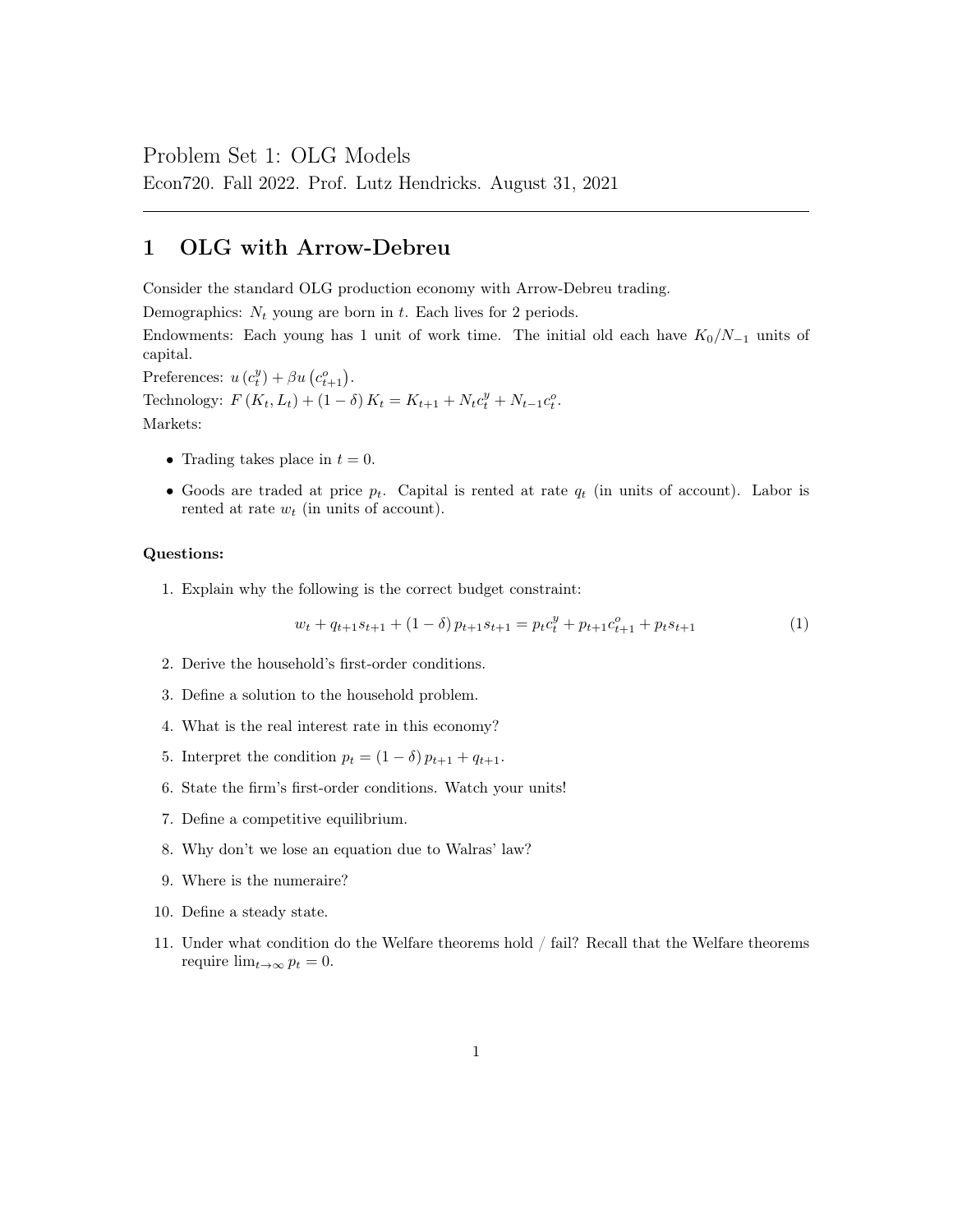# Problem Set 1: OLG Models

Econ720. Fall 2022. Prof. Lutz Hendricks. August 31, 2021

---

## 1 OLG with Arrow-Debreu

Consider the standard OLG production economy with Arrow-Debreu trading.

Demographics: $N_t$ young are born in $t$. Each lives for 2 periods.

Endowments: Each young has 1 unit of work time. The initial old each have $K_0/N_{-1}$ units of capital.

Preferences: $u\left(c_t^y\right) + \beta u\left(c_{t+1}^o\right)$.

Technology: $F\left(K_t, L_t\right) + (1-\delta) K_t = K_{t+1} + N_t c_t^y + N_{t-1} c_t^o$.

Markets:

- Trading takes place in $t = 0$.
- Goods are traded at price $p_t$. Capital is rented at rate $q_t$ (in units of account). Labor is rented at rate $w_t$ (in units of account).

**Questions:**

1. Explain why the following is the correct budget constraint:

$$w_t + q_{t+1} s_{t+1} + (1-\delta) p_{t+1} s_{t+1} = p_t c_t^y + p_{t+1} c_{t+1}^o + p_t s_{t+1} \tag{1}$$

2. Derive the household's first-order conditions.
3. Define a solution to the household problem.
4. What is the real interest rate in this economy?
5. Interpret the condition $p_t = (1-\delta) p_{t+1} + q_{t+1}$.
6. State the firm's first-order conditions. Watch your units!
7. Define a competitive equilibrium.
8. Why don't we lose an equation due to Walras' law?
9. Where is the numeraire?
10. Define a steady state.
11. Under what condition do the Welfare theorems hold / fail? Recall that the Welfare theorems require $\lim_{t\to\infty} p_t = 0$.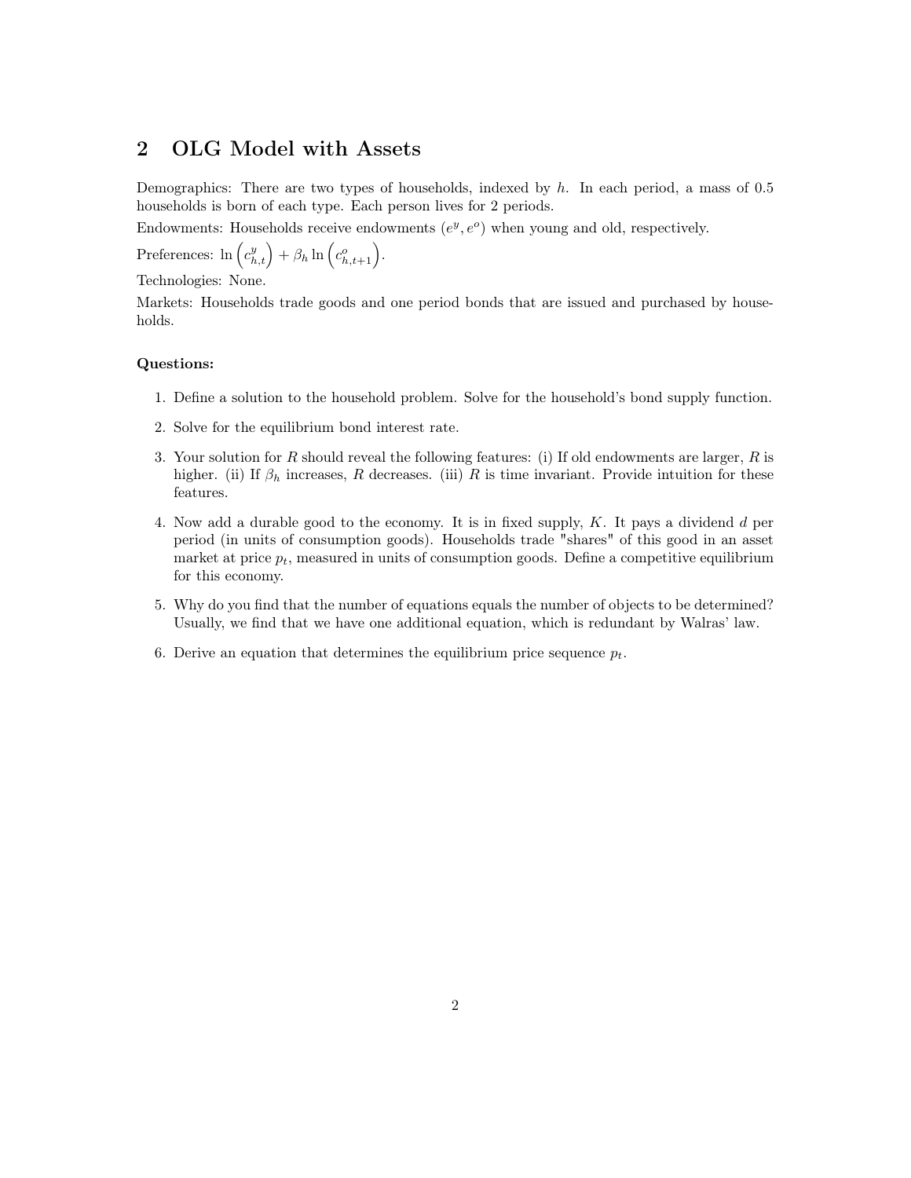## 2 OLG Model with Assets

Demographics: There are two types of households, indexed by $h$. In each period, a mass of 0.5 households is born of each type. Each person lives for 2 periods.

Endowments: Households receive endowments $(e^y, e^o)$ when young and old, respectively.

Preferences: $\ln\left(c^y_{h,t}\right) + \beta_h \ln\left(c^o_{h,t+1}\right)$.

Technologies: None.

Markets: Households trade goods and one period bonds that are issued and purchased by households.

**Questions:**

1. Define a solution to the household problem. Solve for the household's bond supply function.
2. Solve for the equilibrium bond interest rate.
3. Your solution for $R$ should reveal the following features: (i) If old endowments are larger, $R$ is higher. (ii) If $\beta_h$ increases, $R$ decreases. (iii) $R$ is time invariant. Provide intuition for these features.
4. Now add a durable good to the economy. It is in fixed supply, $K$. It pays a dividend $d$ per period (in units of consumption goods). Households trade "shares" of this good in an asset market at price $p_t$, measured in units of consumption goods. Define a competitive equilibrium for this economy.
5. Why do you find that the number of equations equals the number of objects to be determined? Usually, we find that we have one additional equation, which is redundant by Walras' law.
6. Derive an equation that determines the equilibrium price sequence $p_t$.